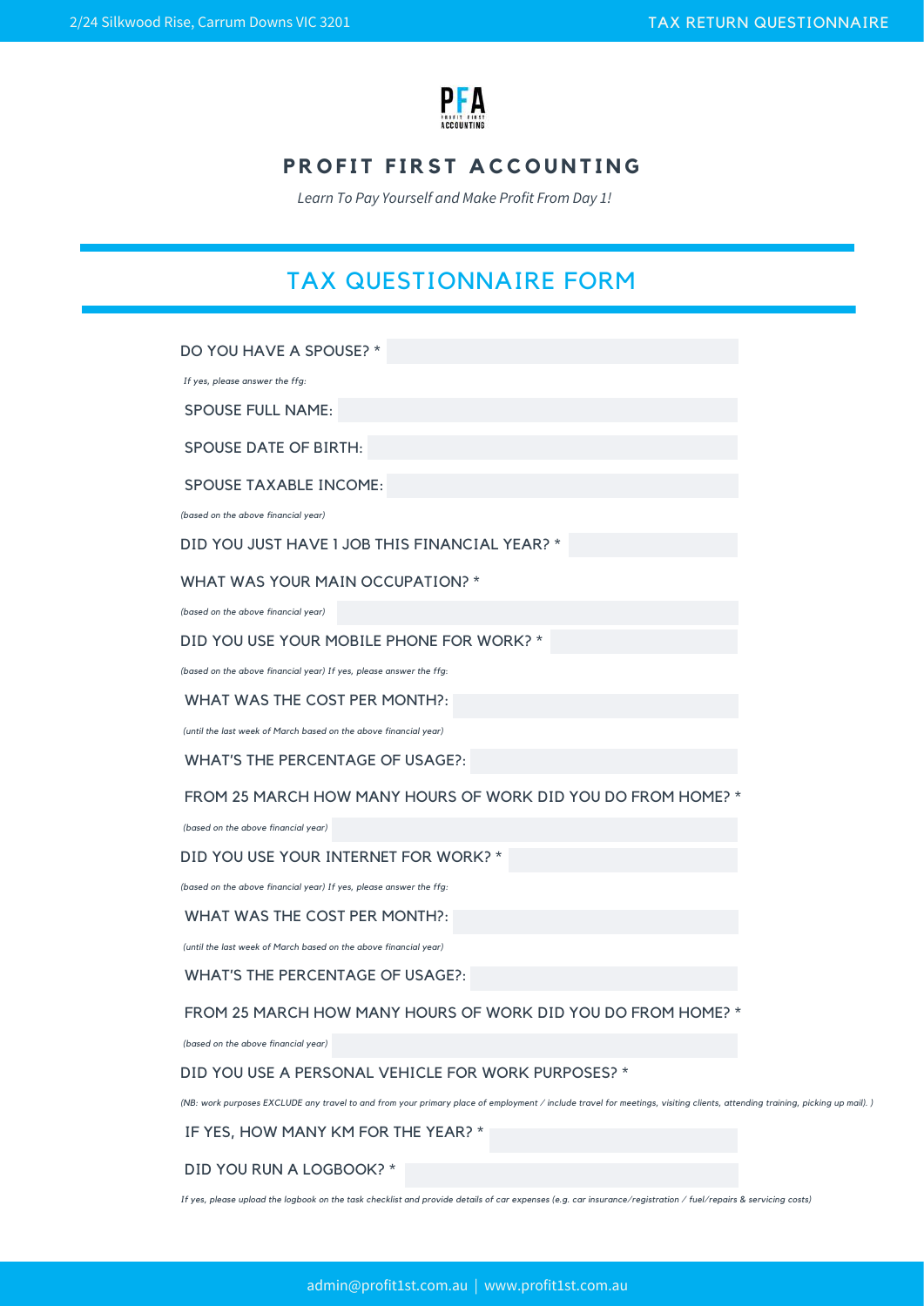# PROFIT FIRST ACCOUNTING

*Learn To Pay Yourself and Make Profit From Day 1!*

## TAX QUESTIONNAIRE FORM

DO YOU HAVE A SPOUSE? *

*If yes, please answer the ffg:*

SPOUSE FULL NAME:

SPOUSE DATE OF BIRTH:

SPOUSE TAXABLE INCOME:

*(based on the above financial year)*

DID YOU JUST HAVE 1 JOB THIS FINANCIAL YEAR? *

WHAT WAS YOUR MAIN OCCUPATION? *

*(based on the above financial year)*

DID YOU USE YOUR MOBILE PHONE FOR WORK? *

*(based on the above financial year) If yes, please answer the ffg:*

WHAT WAS THE COST PER MONTH?:

*(until the last week of March based on the above financial year)*

WHAT'S THE PERCENTAGE OF USAGE?:

FROM 25 MARCH HOW MANY HOURS OF WORK DID YOU DO FROM HOME? *

*(based on the above financial year)*

DID YOU USE YOUR INTERNET FOR WORK? *

*(based on the above financial year) If yes, please answer the ffg:*

WHAT WAS THE COST PER MONTH?:

*(until the last week of March based on the above financial year)*

WHAT'S THE PERCENTAGE OF USAGE?:

FROM 25 MARCH HOW MANY HOURS OF WORK DID YOU DO FROM HOME? *

*(based on the above financial year)*

DID YOU USE A PERSONAL VEHICLE FOR WORK PURPOSES? *

*(NB: work purposes EXCLUDE any travel to and from your primary place of employment / include travel for meetings, visiting clients, attending training, picking up mail). )*

IF YES, HOW MANY KM FOR THE YEAR? *

DID YOU RUN A LOGBOOK? *

*If yes, please upload the logbook on the task checklist and provide details of car expenses (e.g. car insurance/registration / fuel/repairs & servicing costs)*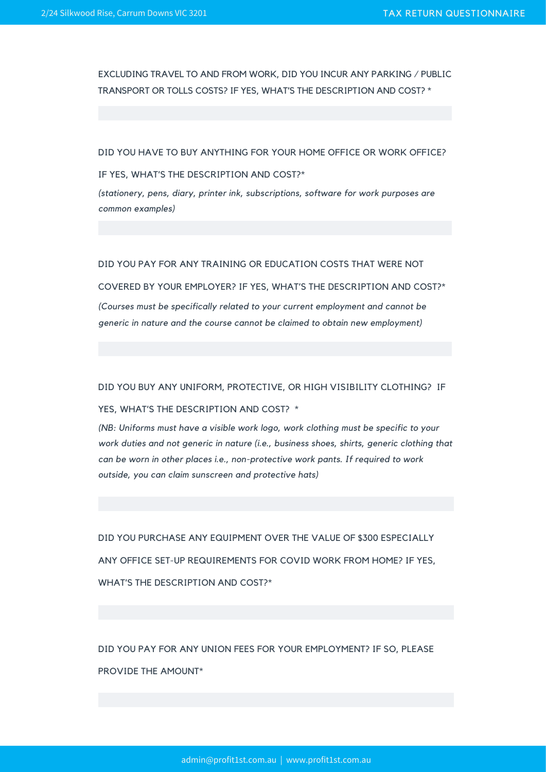EXCLUDING TRAVEL TO AND FROM WORK, DID YOU INCUR ANY PARKING / PUBLIC TRANSPORT OR TOLLS COSTS? IF YES, WHAT'S THE DESCRIPTION AND COST? *

DID YOU HAVE TO BUY ANYTHING FOR YOUR HOME OFFICE OR WORK OFFICE?

IF YES, WHAT'S THE DESCRIPTION AND COST?*

*(stationery, pens, diary, printer ink, subscriptions, software for work purposes are common examples)*

DID YOU PAY FOR ANY TRAINING OR EDUCATION COSTS THAT WERE NOT COVERED BY YOUR EMPLOYER? IF YES, WHAT'S THE DESCRIPTION AND COST?*

*(Courses must be specifically related to your current employment and cannot be generic in nature and the course cannot be claimed to obtain new employment)*

DID YOU BUY ANY UNIFORM, PROTECTIVE, OR HIGH VISIBILITY CLOTHING? IF YES, WHAT'S THE DESCRIPTION AND COST? *

*(NB: Uniforms must have a visible work logo, work clothing must be specific to your work duties and not generic in nature (i.e., business shoes, shirts, generic clothing that can be worn in other places i.e., non-protective work pants. If required to work outside, you can claim sunscreen and protective hats)*

DID YOU PURCHASE ANY EQUIPMENT OVER THE VALUE OF $300 ESPECIALLY ANY OFFICE SET-UP REQUIREMENTS FOR COVID WORK FROM HOME? IF YES, WHAT'S THE DESCRIPTION AND COST?*

DID YOU PAY FOR ANY UNION FEES FOR YOUR EMPLOYMENT? IF SO, PLEASE PROVIDE THE AMOUNT*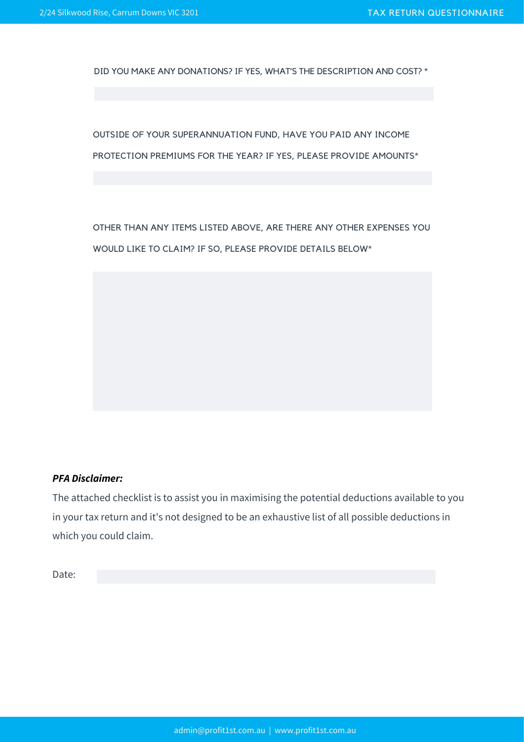DID YOU MAKE ANY DONATIONS? IF YES, WHAT'S THE DESCRIPTION AND COST? *

OUTSIDE OF YOUR SUPERANNUATION FUND, HAVE YOU PAID ANY INCOME PROTECTION PREMIUMS FOR THE YEAR? IF YES, PLEASE PROVIDE AMOUNTS*

OTHER THAN ANY ITEMS LISTED ABOVE, ARE THERE ANY OTHER EXPENSES YOU WOULD LIKE TO CLAIM? IF SO, PLEASE PROVIDE DETAILS BELOW*

***PFA Disclaimer:***

The attached checklist is to assist you in maximising the potential deductions available to you in your tax return and it's not designed to be an exhaustive list of all possible deductions in which you could claim.

Date: